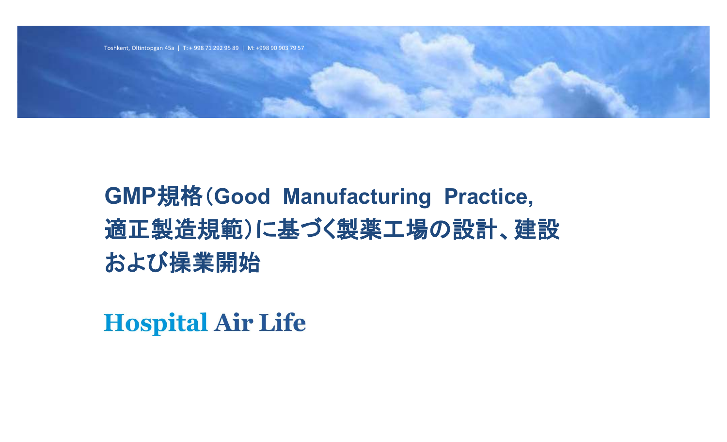Toshkent, Oltintopgan 45a | T: + 998 71 292 95 89 | M: +998 90 903 79 57

# GMP規格（Good Manufacturing Practice, 適正製造規範）に基づく製薬工場の設計、建設および操業開始

**Hospital Air Life**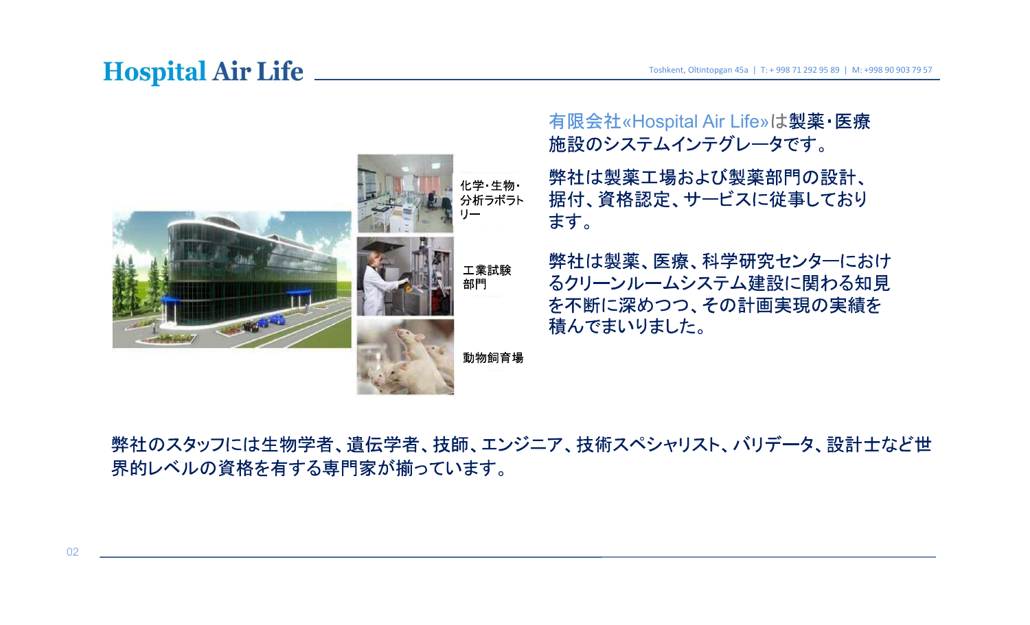化学・生物・分析ラボラトリー

工業試験部門

動物飼育場

有限会社«Hospital Air Life»は製薬・医療施設のシステムインテグレータです。

弊社は製薬工場および製薬部門の設計、据付、資格認定、サービスに従事しております。

弊社は製薬、医療、科学研究センターにおけるクリーンルームシステム建設に関わる知見を不断に深めつつ、その計画実現の実績を積んでまいりました。

弊社のスタッフには生物学者、遺伝学者、技師、エンジニア、技術スペシャリスト、バリデータ、設計士など世界的レベルの資格を有する専門家が揃っています。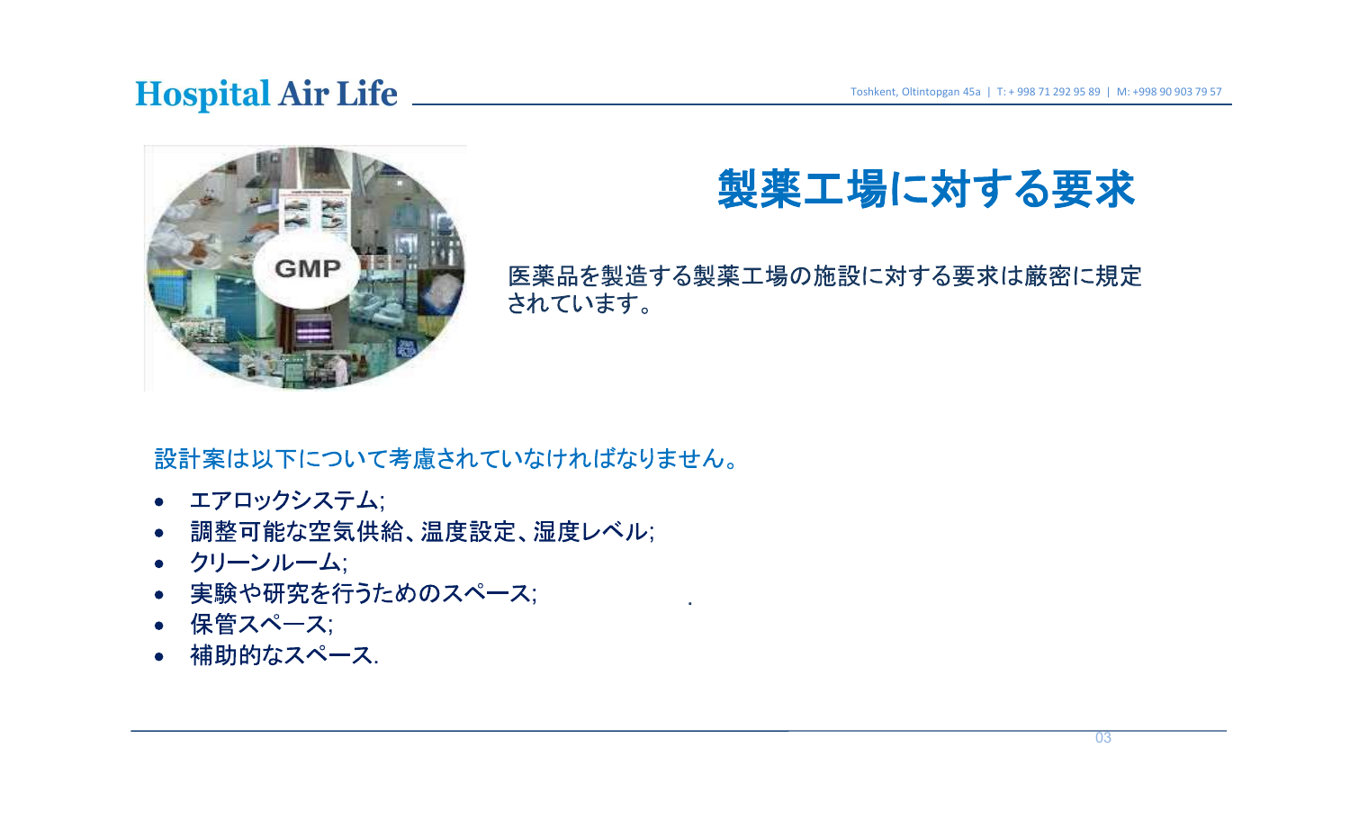# 製薬工場に対する要求

医薬品を製造する製薬工場の施設に対する要求は厳密に規定されています。

設計案は以下について考慮されていなければなりません。

- エアロックシステム;
- 調整可能な空気供給、温度設定、湿度レベル;
- クリーンルーム;
- 実験や研究を行うためのスペース;
- 保管スペース;
- 補助的なスペース.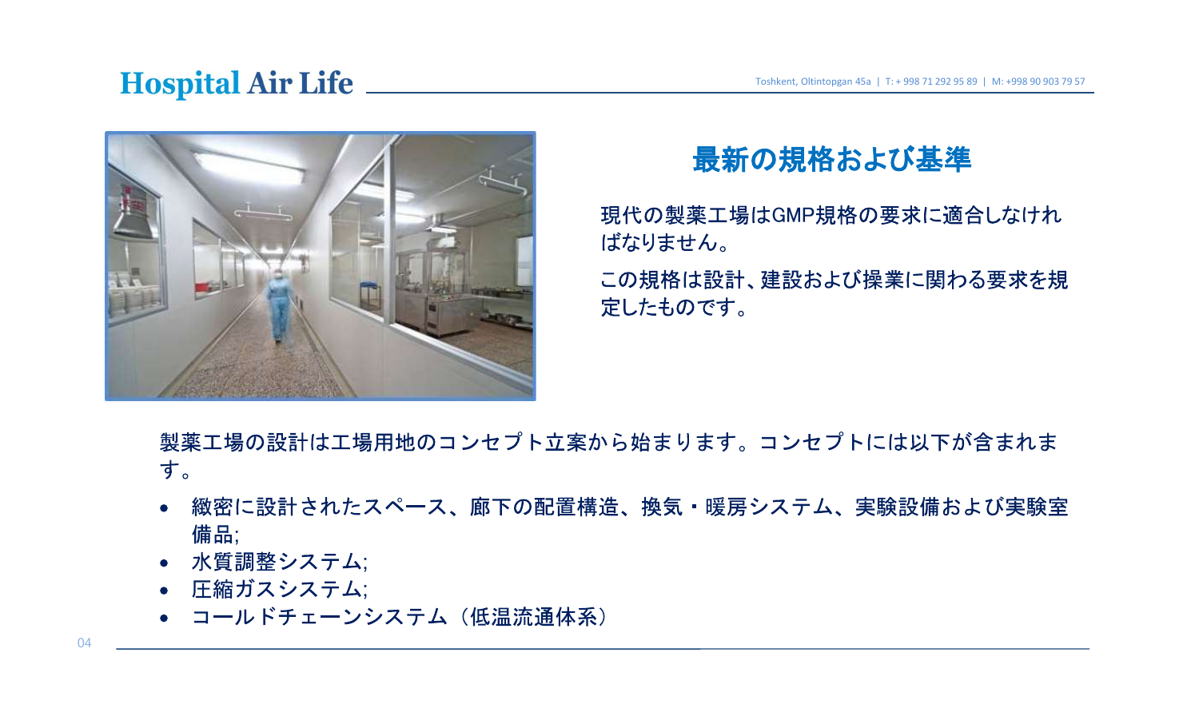## 最新の規格および基準

現代の製薬工場はGMP規格の要求に適合しなければなりません。

この規格は設計、建設および操業に関わる要求を規定したものです。

製薬工場の設計は工場用地のコンセプト立案から始まります。コンセプトには以下が含まれます。

- 緻密に設計されたスペース、廊下の配置構造、換気・暖房システム、実験設備および実験室備品;
- 水質調整システム;
- 圧縮ガスシステム;
- コールドチェーンシステム（低温流通体系）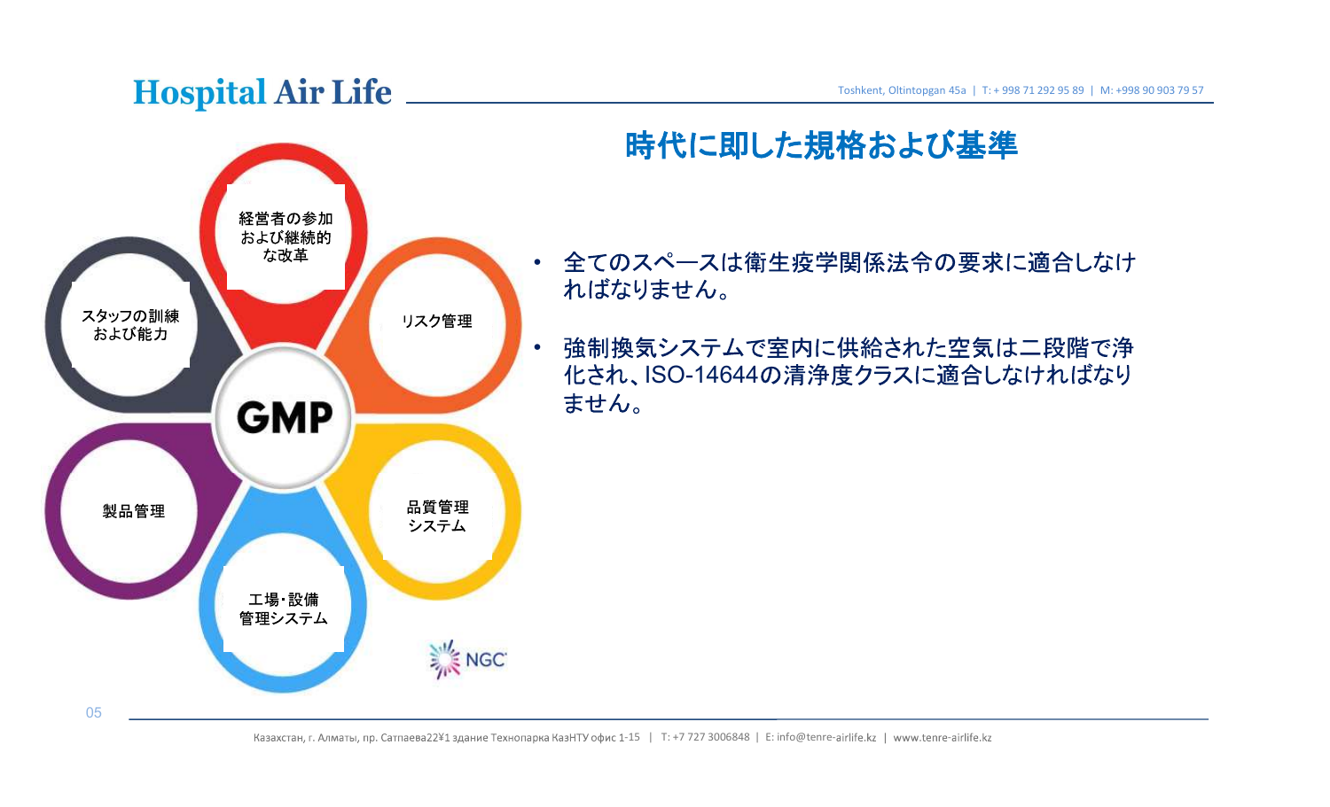# 時代に即した規格および基準

GMP

経営者の参加および継続的な改革

リスク管理

品質管理システム

工場・設備管理システム

製品管理

スタッフの訓練および能力

NGC

- 全てのスペースは衛生疫学関係法令の要求に適合しなければなりません。
- 強制換気システムで室内に供給された空気は二段階で浄化され、ISO-14644の清浄度クラスに適合しなければなりません。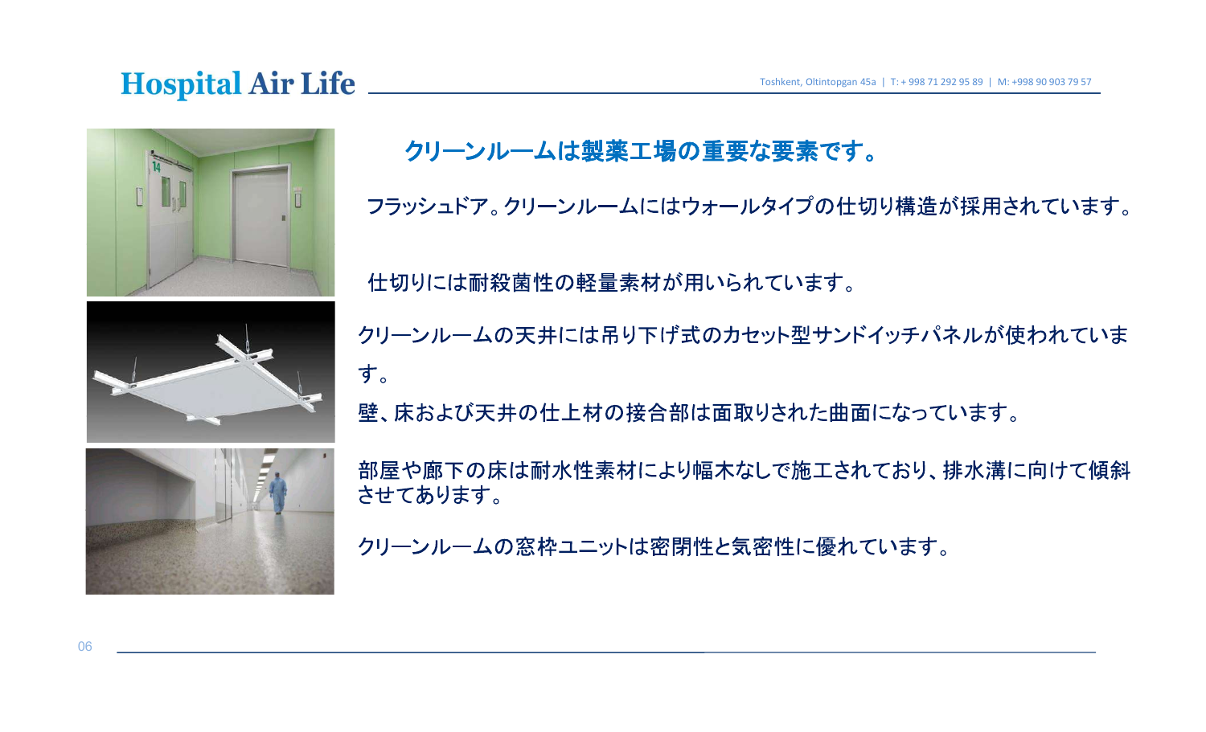## クリーンルームは製薬工場の重要な要素です。

フラッシュドア。クリーンルームにはウォールタイプの仕切り構造が採用されています。

仕切りには耐殺菌性の軽量素材が用いられています。

クリーンルームの天井には吊り下げ式のカセット型サンドイッチパネルが使われています。

壁、床および天井の仕上材の接合部は面取りされた曲面になっています。

部屋や廊下の床は耐水性素材により幅木なしで施工されており、排水溝に向けて傾斜させてあります。

クリーンルームの窓枠ユニットは密閉性と気密性に優れています。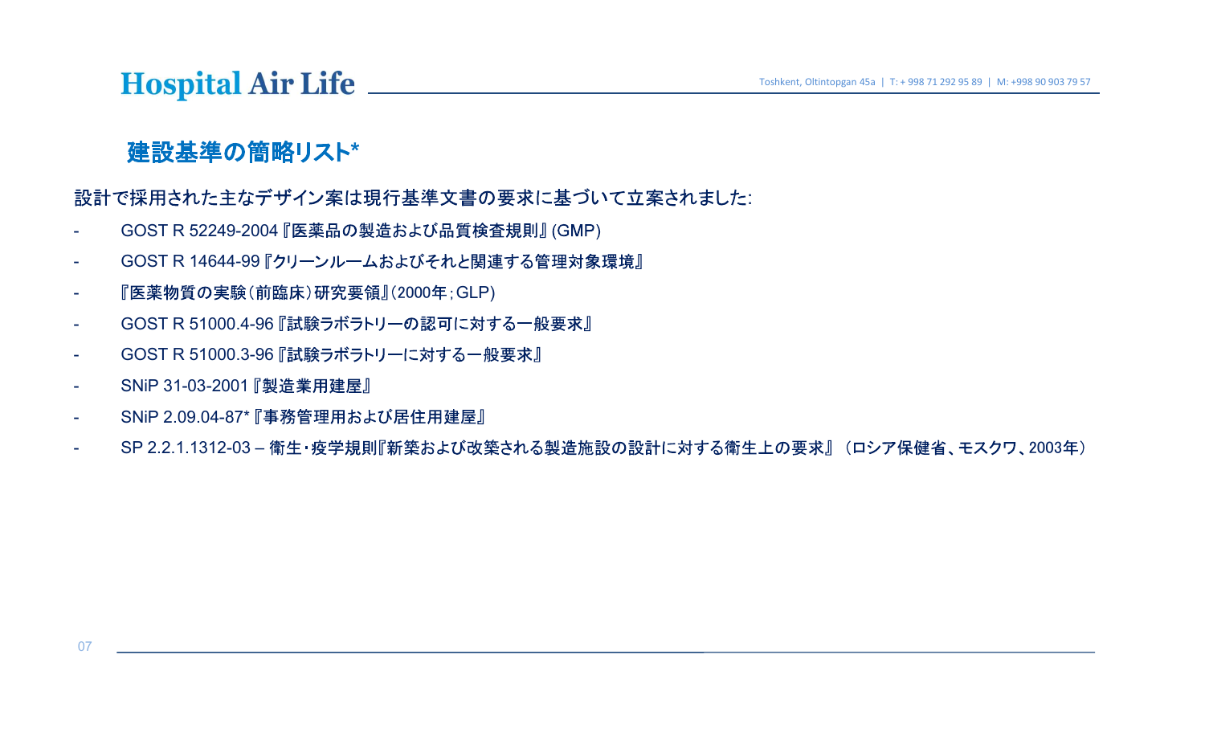## 建設基準の簡略リスト*

設計で採用された主なデザイン案は現行基準文書の要求に基づいて立案されました:

- GOST R 52249-2004『医薬品の製造および品質検査規則』(GMP)
- GOST R 14644-99『クリーンルームおよびそれと関連する管理対象環境』
- 『医薬物質の実験（前臨床）研究要領』（2000年；GLP)
- GOST R 51000.4-96『試験ラボラトリーの認可に対する一般要求』
- GOST R 51000.3-96『試験ラボラトリーに対する一般要求』
- SNiP 31-03-2001『製造業用建屋』
- SNiP 2.09.04-87*『事務管理用および居住用建屋』
- SP 2.2.1.1312-03 – 衛生・疫学規則『新築および改築される製造施設の設計に対する衛生上の要求』（ロシア保健省、モスクワ、2003年）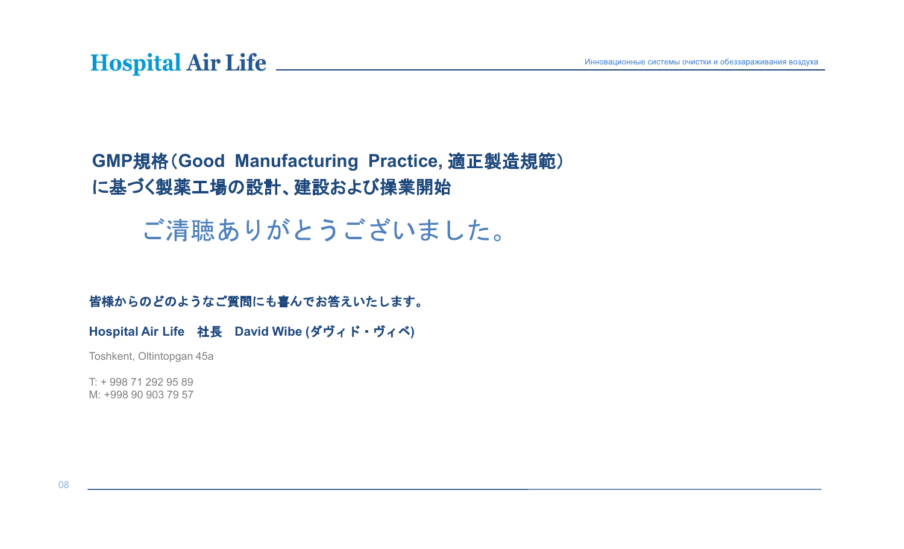## GMP規格（Good Manufacturing Practice, 適正製造規範）に基づく製薬工場の設計、建設および操業開始

ご清聴ありがとうございました。

**皆様からのどのようなご質問にも喜んでお答えいたします。**

**Hospital Air Life　社長　David Wibe (ダヴィド・ヴィベ)**

Toshkent, Oltintopgan 45a

T: + 998 71 292 95 89
M: +998 90 903 79 57